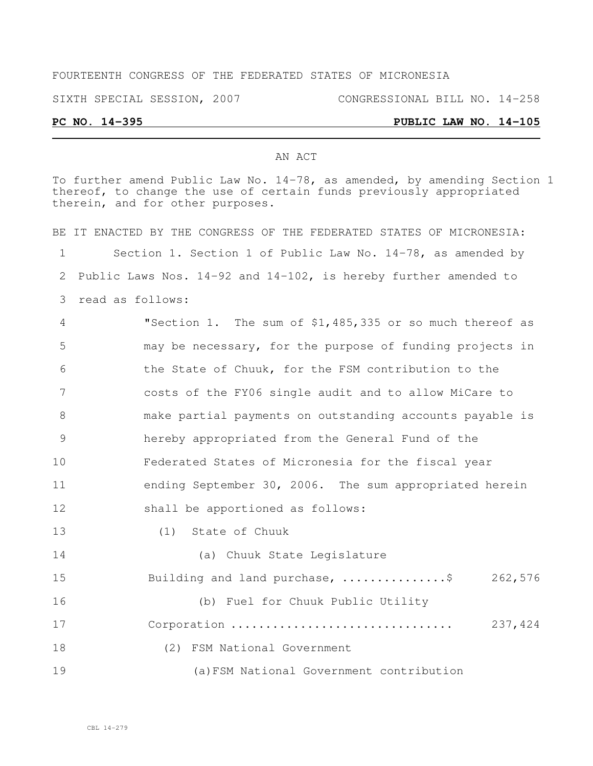FOURTEENTH CONGRESS OF THE FEDERATED STATES OF MICRONESIA

SIXTH SPECIAL SESSION, 2007 CONGRESSIONAL BILL NO. 14-258

**PC NO. 14-395 PUBLIC LAW NO. 14-105**

AN ACT

To further amend Public Law No. 14-78, as amended, by amending Section 1 thereof, to change the use of certain funds previously appropriated therein, and for other purposes.

BE IT ENACTED BY THE CONGRESS OF THE FEDERATED STATES OF MICRONESIA:

1 Section 1. Section 1 of Public Law No. 14-78, as amended by
2 Public Laws Nos. 14-92 and 14-102, is hereby further amended to
3 read as follows:

4 "Section 1. The sum of $1,485,335 or so much thereof as
5 may be necessary, for the purpose of funding projects in
6 the State of Chuuk, for the FSM contribution to the
7 costs of the FY06 single audit and to allow MiCare to
8 make partial payments on outstanding accounts payable is
9 hereby appropriated from the General Fund of the
10 Federated States of Micronesia for the fiscal year
11 ending September 30, 2006. The sum appropriated herein
12 shall be apportioned as follows:

13 (1) State of Chuuk

14 (a) Chuuk State Legislature
15 Building and land purchase, ...............$ 262,576

16 (b) Fuel for Chuuk Public Utility
17 Corporation ............................... 237,424

18 (2) FSM National Government

19 (a)FSM National Government contribution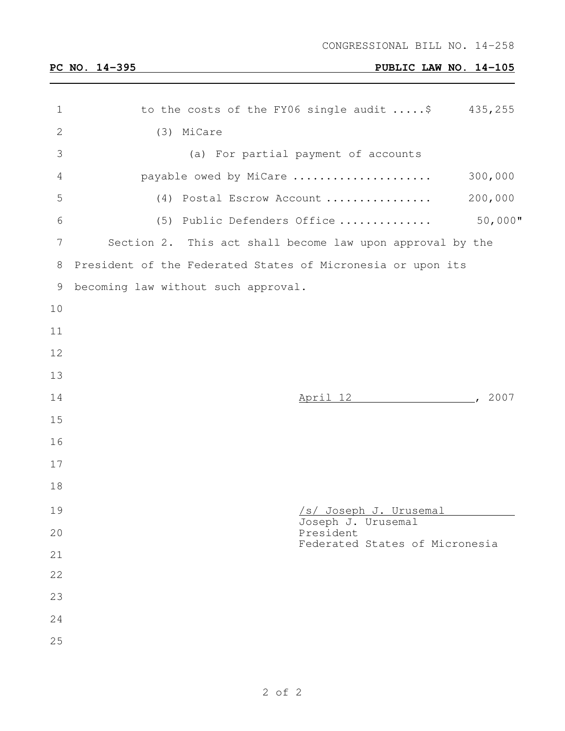CONGRESSIONAL BILL NO. 14-258

**PC NO. 14-395** **PUBLIC LAW NO. 14-105**

to the costs of the FY06 single audit .....$ 435,255

(3) MiCare

(a) For partial payment of accounts payable owed by MiCare .................... 300,000

(4) Postal Escrow Account ............... 200,000

(5) Public Defenders Office ............. 50,000"

Section 2. This act shall become law upon approval by the President of the Federated States of Micronesia or upon its becoming law without such approval.

April 12, 2007

/s/ Joseph J. Urusemal
Joseph J. Urusemal
President
Federated States of Micronesia